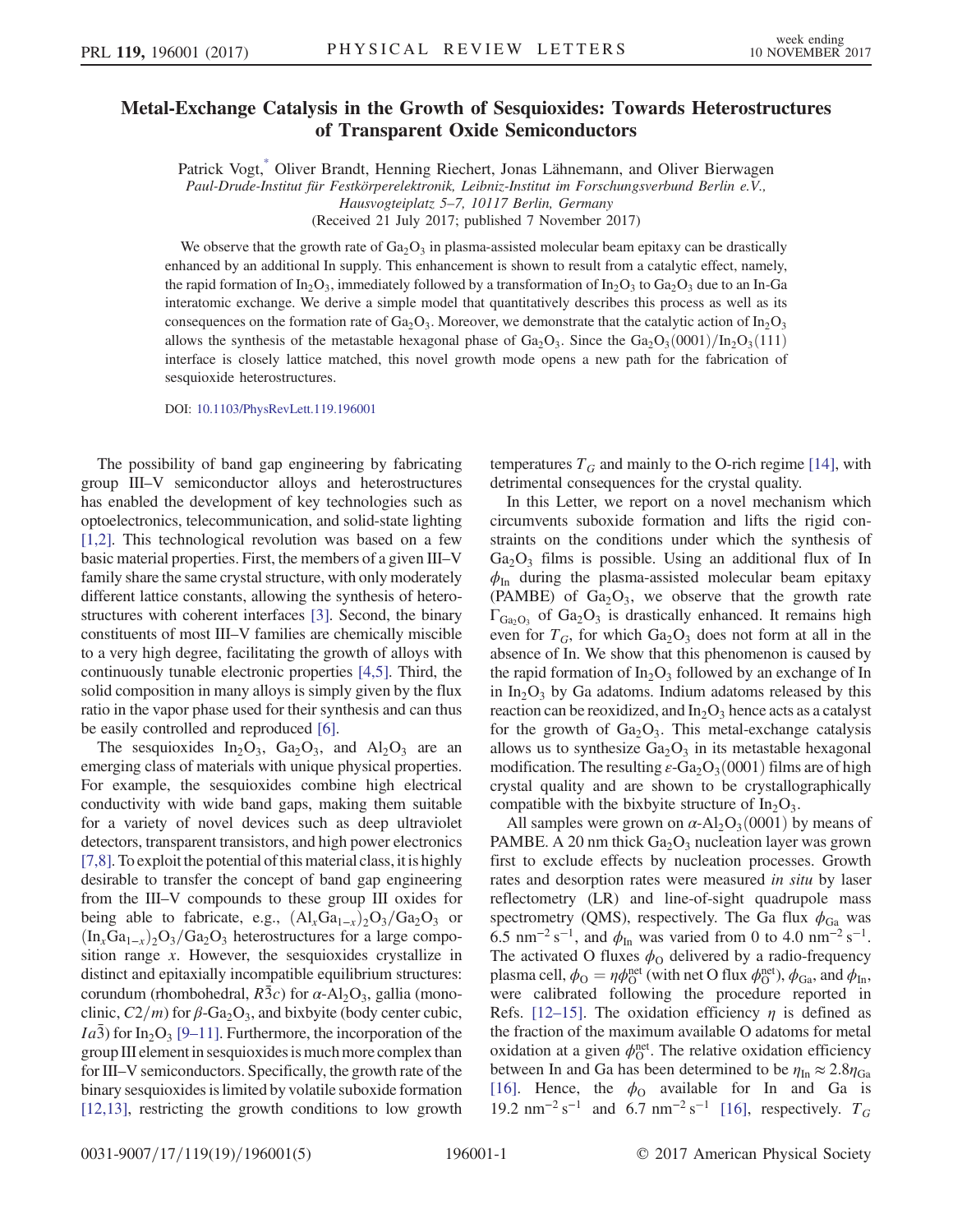# Metal-Exchange Catalysis in the Growth of Sesquioxides: Towards Heterostructures of Transparent Oxide Semiconductors

Patrick Vogt,* Oliver Brandt, Henning Riechert, Jonas Lähnemann, and Oliver Bierwagen

*Paul-Drude-Institut für Festkörperelektronik, Leibniz-Institut im Forschungsverbund Berlin e.V., Hausvogteiplatz 5–7, 10117 Berlin, Germany*

(Received 21 July 2017; published 7 November 2017)

We observe that the growth rate of $Ga_2O_3$ in plasma-assisted molecular beam epitaxy can be drastically enhanced by an additional In supply. This enhancement is shown to result from a catalytic effect, namely, the rapid formation of $In_2O_3$, immediately followed by a transformation of $In_2O_3$ to $Ga_2O_3$ due to an In-Ga interatomic exchange. We derive a simple model that quantitatively describes this process as well as its consequences on the formation rate of $Ga_2O_3$. Moreover, we demonstrate that the catalytic action of $In_2O_3$ allows the synthesis of the metastable hexagonal phase of $Ga_2O_3$. Since the $Ga_2O_3(0001)/In_2O_3(111)$ interface is closely lattice matched, this novel growth mode opens a new path for the fabrication of sesquioxide heterostructures.

DOI: 10.1103/PhysRevLett.119.196001

The possibility of band gap engineering by fabricating group III–V semiconductor alloys and heterostructures has enabled the development of key technologies such as optoelectronics, telecommunication, and solid-state lighting [1,2]. This technological revolution was based on a few basic material properties. First, the members of a given III–V family share the same crystal structure, with only moderately different lattice constants, allowing the synthesis of heterostructures with coherent interfaces [3]. Second, the binary constituents of most III–V families are chemically miscible to a very high degree, facilitating the growth of alloys with continuously tunable electronic properties [4,5]. Third, the solid composition in many alloys is simply given by the flux ratio in the vapor phase used for their synthesis and can thus be easily controlled and reproduced [6].

The sesquioxides $In_2O_3$, $Ga_2O_3$, and $Al_2O_3$ are an emerging class of materials with unique physical properties. For example, the sesquioxides combine high electrical conductivity with wide band gaps, making them suitable for a variety of novel devices such as deep ultraviolet detectors, transparent transistors, and high power electronics [7,8]. To exploit the potential of this material class, it is highly desirable to transfer the concept of band gap engineering from the III–V compounds to these group III oxides for being able to fabricate, e.g., $(Al_xGa_{1-x})_2O_3/Ga_2O_3$ or $(In_xGa_{1-x})_2O_3/Ga_2O_3$ heterostructures for a large composition range $x$. However, the sesquioxides crystallize in distinct and epitaxially incompatible equilibrium structures: corundum (rhombohedral, $R\bar{3}c$) for $\alpha$-$Al_2O_3$, gallia (monoclinic, $C2/m$) for $\beta$-$Ga_2O_3$, and bixbyite (body center cubic, $Ia\bar{3}$) for $In_2O_3$ [9–11]. Furthermore, the incorporation of the group III element in sesquioxides is much more complex than for III–V semiconductors. Specifically, the growth rate of the binary sesquioxides is limited by volatile suboxide formation [12,13], restricting the growth conditions to low growth temperatures $T_G$ and mainly to the O-rich regime [14], with detrimental consequences for the crystal quality.

In this Letter, we report on a novel mechanism which circumvents suboxide formation and lifts the rigid constraints on the conditions under which the synthesis of $Ga_2O_3$ films is possible. Using an additional flux of In $\phi_{In}$ during the plasma-assisted molecular beam epitaxy (PAMBE) of $Ga_2O_3$, we observe that the growth rate $\Gamma_{Ga_2O_3}$ of $Ga_2O_3$ is drastically enhanced. It remains high even for $T_G$, for which $Ga_2O_3$ does not form at all in the absence of In. We show that this phenomenon is caused by the rapid formation of $In_2O_3$ followed by an exchange of In in $In_2O_3$ by Ga adatoms. Indium adatoms released by this reaction can be reoxidized, and $In_2O_3$ hence acts as a catalyst for the growth of $Ga_2O_3$. This metal-exchange catalysis allows us to synthesize $Ga_2O_3$ in its metastable hexagonal modification. The resulting $\varepsilon$-$Ga_2O_3(0001)$ films are of high crystal quality and are shown to be crystallographically compatible with the bixbyite structure of $In_2O_3$.

All samples were grown on $\alpha$-$Al_2O_3(0001)$ by means of PAMBE. A 20 nm thick $Ga_2O_3$ nucleation layer was grown first to exclude effects by nucleation processes. Growth rates and desorption rates were measured *in situ* by laser reflectometry (LR) and line-of-sight quadrupole mass spectrometry (QMS), respectively. The Ga flux $\phi_{Ga}$ was 6.5 $nm^{-2}\,s^{-1}$, and $\phi_{In}$ was varied from 0 to 4.0 $nm^{-2}\,s^{-1}$. The activated O fluxes $\phi_O$ delivered by a radio-frequency plasma cell, $\phi_O = \eta\phi_O^{net}$ (with net O flux $\phi_O^{net}$), $\phi_{Ga}$, and $\phi_{In}$, were calibrated following the procedure reported in Refs. [12–15]. The oxidation efficiency $\eta$ is defined as the fraction of the maximum available O adatoms for metal oxidation at a given $\phi_O^{net}$. The relative oxidation efficiency between In and Ga has been determined to be $\eta_{In} \approx 2.8\eta_{Ga}$ [16]. Hence, the $\phi_O$ available for In and Ga is 19.2 $nm^{-2}\,s^{-1}$ and 6.7 $nm^{-2}\,s^{-1}$ [16], respectively. $T_G$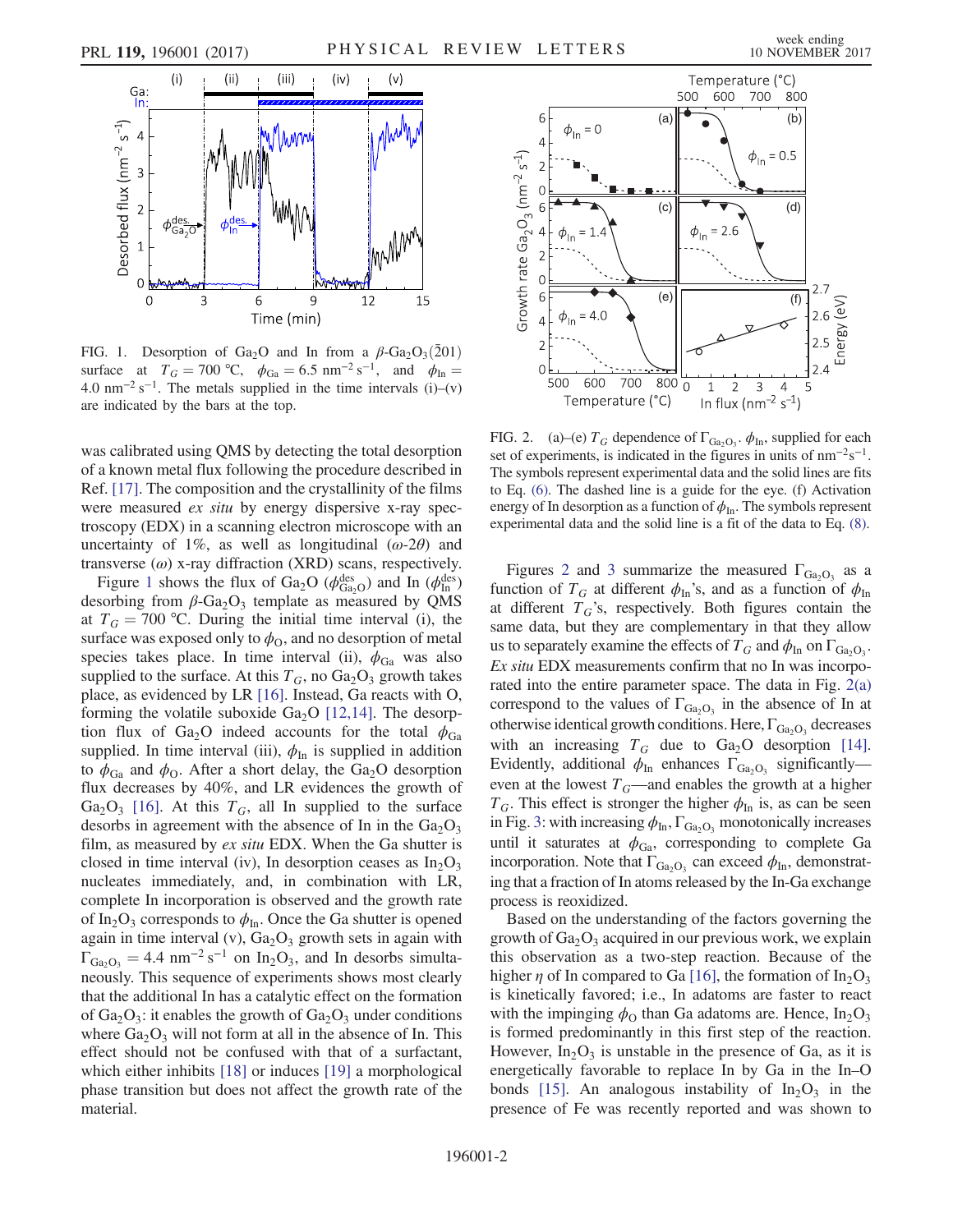FIG. 1. Desorption of $Ga_2O$ and In from a $\beta$-$Ga_2O_3(\bar{2}01)$ surface at $T_G = 700$ °C, $\phi_{Ga} = 6.5$ nm$^{-2}$ s$^{-1}$, and $\phi_{In} = 4.0$ nm$^{-2}$ s$^{-1}$. The metals supplied in the time intervals (i)–(v) are indicated by the bars at the top.

was calibrated using QMS by detecting the total desorption of a known metal flux following the procedure described in Ref. [17]. The composition and the crystallinity of the films were measured *ex situ* by energy dispersive x-ray spectroscopy (EDX) in a scanning electron microscope with an uncertainty of 1%, as well as longitudinal ($\omega$-2$\theta$) and transverse ($\omega$) x-ray diffraction (XRD) scans, respectively.

Figure 1 shows the flux of $Ga_2O$ ($\phi^{\text{des}}_{Ga_2O}$) and In ($\phi^{\text{des}}_{In}$) desorbing from $\beta$-$Ga_2O_3$ template as measured by QMS at $T_G = 700$ °C. During the initial time interval (i), the surface was exposed only to $\phi_O$, and no desorption of metal species takes place. In time interval (ii), $\phi_{Ga}$ was also supplied to the surface. At this $T_G$, no $Ga_2O_3$ growth takes place, as evidenced by LR [16]. Instead, Ga reacts with O, forming the volatile suboxide $Ga_2O$ [12,14]. The desorption flux of $Ga_2O$ indeed accounts for the total $\phi_{Ga}$ supplied. In time interval (iii), $\phi_{In}$ is supplied in addition to $\phi_{Ga}$ and $\phi_O$. After a short delay, the $Ga_2O$ desorption flux decreases by 40%, and LR evidences the growth of $Ga_2O_3$ [16]. At this $T_G$, all In supplied to the surface desorbs in agreement with the absence of In in the $Ga_2O_3$ film, as measured by *ex situ* EDX. When the Ga shutter is closed in time interval (iv), In desorption ceases as $In_2O_3$ nucleates immediately, and, in combination with LR, complete In incorporation is observed and the growth rate of $In_2O_3$ corresponds to $\phi_{In}$. Once the Ga shutter is opened again in time interval (v), $Ga_2O_3$ growth sets in again with $\Gamma_{Ga_2O_3} = 4.4$ nm$^{-2}$ s$^{-1}$ on $In_2O_3$, and In desorbs simultaneously. This sequence of experiments shows most clearly that the additional In has a catalytic effect on the formation of $Ga_2O_3$: it enables the growth of $Ga_2O_3$ under conditions where $Ga_2O_3$ will not form at all in the absence of In. This effect should not be confused with that of a surfactant, which either inhibits [18] or induces [19] a morphological phase transition but does not affect the growth rate of the material.

FIG. 2. (a)–(e) $T_G$ dependence of $\Gamma_{Ga_2O_3}$. $\phi_{In}$, supplied for each set of experiments, is indicated in the figures in units of nm$^{-2}$s$^{-1}$. The symbols represent experimental data and the solid lines are fits to Eq. (6). The dashed line is a guide for the eye. (f) Activation energy of In desorption as a function of $\phi_{In}$. The symbols represent experimental data and the solid line is a fit of the data to Eq. (8).

Figures 2 and 3 summarize the measured $\Gamma_{Ga_2O_3}$ as a function of $T_G$ at different $\phi_{In}$'s, and as a function of $\phi_{In}$ at different $T_G$'s, respectively. Both figures contain the same data, but they are complementary in that they allow us to separately examine the effects of $T_G$ and $\phi_{In}$ on $\Gamma_{Ga_2O_3}$. *Ex situ* EDX measurements confirm that no In was incorporated into the entire parameter space. The data in Fig. 2(a) correspond to the values of $\Gamma_{Ga_2O_3}$ in the absence of In at otherwise identical growth conditions. Here, $\Gamma_{Ga_2O_3}$ decreases with an increasing $T_G$ due to $Ga_2O$ desorption [14]. Evidently, additional $\phi_{In}$ enhances $\Gamma_{Ga_2O_3}$ significantly—even at the lowest $T_G$—and enables the growth at a higher $T_G$. This effect is stronger the higher $\phi_{In}$ is, as can be seen in Fig. 3: with increasing $\phi_{In}$, $\Gamma_{Ga_2O_3}$ monotonically increases until it saturates at $\phi_{Ga}$, corresponding to complete Ga incorporation. Note that $\Gamma_{Ga_2O_3}$ can exceed $\phi_{In}$, demonstrating that a fraction of In atoms released by the In-Ga exchange process is reoxidized.

Based on the understanding of the factors governing the growth of $Ga_2O_3$ acquired in our previous work, we explain this observation as a two-step reaction. Because of the higher $\eta$ of In compared to Ga [16], the formation of $In_2O_3$ is kinetically favored; i.e., In adatoms are faster to react with the impinging $\phi_O$ than Ga adatoms are. Hence, $In_2O_3$ is formed predominantly in this first step of the reaction. However, $In_2O_3$ is unstable in the presence of Ga, as it is energetically favorable to replace In by Ga in the In–O bonds [15]. An analogous instability of $In_2O_3$ in the presence of Fe was recently reported and was shown to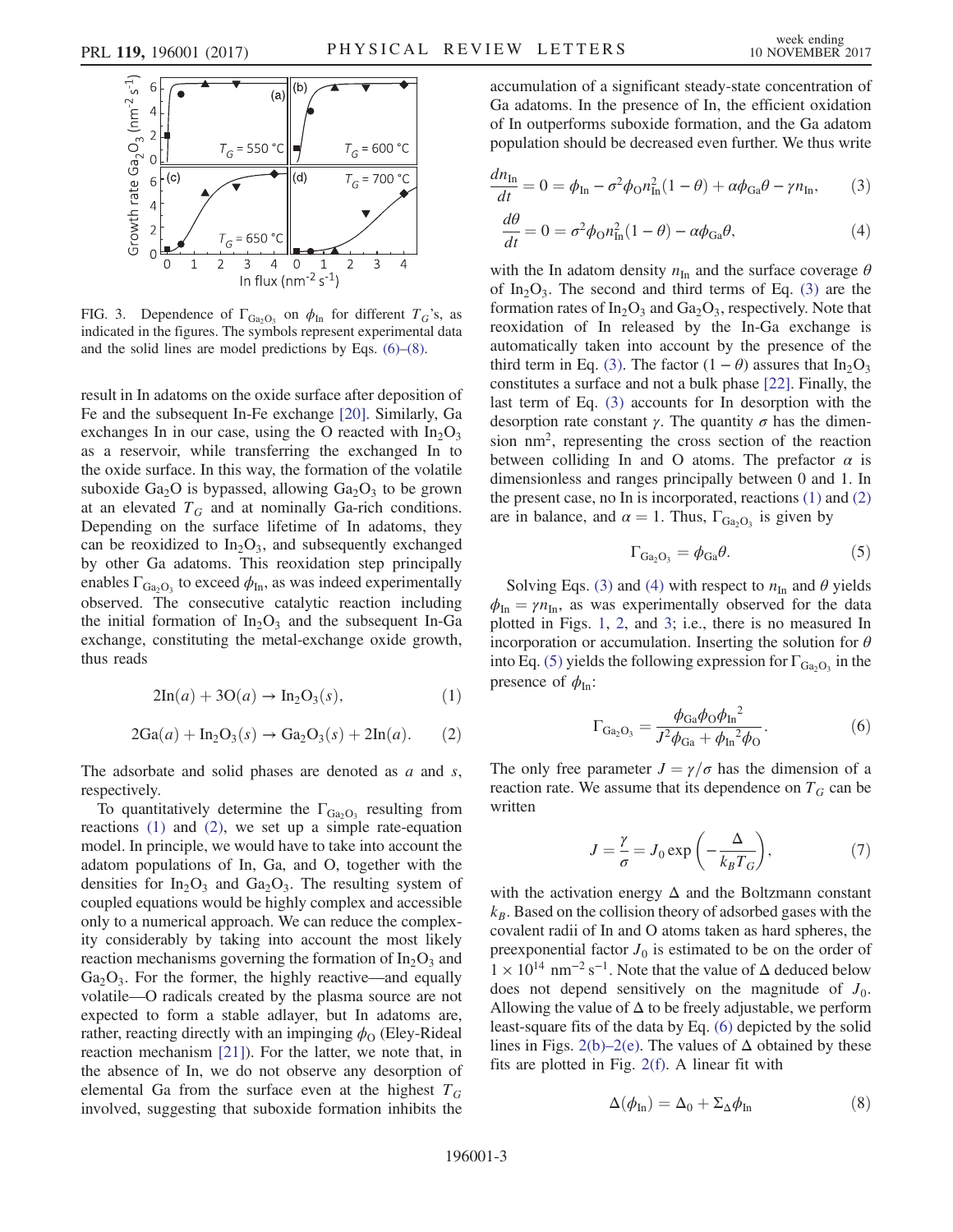FIG. 3. Dependence of $\Gamma_{\mathrm{Ga_2O_3}}$ on $\phi_{\mathrm{In}}$ for different $T_G$'s, as indicated in the figures. The symbols represent experimental data and the solid lines are model predictions by Eqs. (6)–(8).

result in In adatoms on the oxide surface after deposition of Fe and the subsequent In-Fe exchange [20]. Similarly, Ga exchanges In in our case, using the O reacted with $\mathrm{In_2O_3}$ as a reservoir, while transferring the exchanged In to the oxide surface. In this way, the formation of the volatile suboxide $\mathrm{Ga_2O}$ is bypassed, allowing $\mathrm{Ga_2O_3}$ to be grown at an elevated $T_G$ and at nominally Ga-rich conditions. Depending on the surface lifetime of In adatoms, they can be reoxidized to $\mathrm{In_2O_3}$, and subsequently exchanged by other Ga adatoms. This reoxidation step principally enables $\Gamma_{\mathrm{Ga_2O_3}}$ to exceed $\phi_{\mathrm{In}}$, as was indeed experimentally observed. The consecutive catalytic reaction including the initial formation of $\mathrm{In_2O_3}$ and the subsequent In-Ga exchange, constituting the metal-exchange oxide growth, thus reads

$$2\mathrm{In}(a) + 3\mathrm{O}(a) \rightarrow \mathrm{In_2O_3}(s), \tag{1}$$

$$2\mathrm{Ga}(a) + \mathrm{In_2O_3}(s) \rightarrow \mathrm{Ga_2O_3}(s) + 2\mathrm{In}(a). \tag{2}$$

The adsorbate and solid phases are denoted as $a$ and $s$, respectively.

To quantitatively determine the $\Gamma_{\mathrm{Ga_2O_3}}$ resulting from reactions (1) and (2), we set up a simple rate-equation model. In principle, we would have to take into account the adatom populations of In, Ga, and O, together with the densities for $\mathrm{In_2O_3}$ and $\mathrm{Ga_2O_3}$. The resulting system of coupled equations would be highly complex and accessible only to a numerical approach. We can reduce the complexity considerably by taking into account the most likely reaction mechanisms governing the formation of $\mathrm{In_2O_3}$ and $\mathrm{Ga_2O_3}$. For the former, the highly reactive—and equally volatile—O radicals created by the plasma source are not expected to form a stable adlayer, but In adatoms are, rather, reacting directly with an impinging $\phi_{\mathrm{O}}$ (Eley-Rideal reaction mechanism [21]). For the latter, we note that, in the absence of In, we do not observe any desorption of elemental Ga from the surface even at the highest $T_G$ involved, suggesting that suboxide formation inhibits the accumulation of a significant steady-state concentration of Ga adatoms. In the presence of In, the efficient oxidation of In outperforms suboxide formation, and the Ga adatom population should be decreased even further. We thus write

$$\frac{dn_{\mathrm{In}}}{dt} = 0 = \phi_{\mathrm{In}} - \sigma^2\phi_{\mathrm{O}}n_{\mathrm{In}}^2(1-\theta) + \alpha\phi_{\mathrm{Ga}}\theta - \gamma n_{\mathrm{In}}, \tag{3}$$

$$\frac{d\theta}{dt} = 0 = \sigma^2\phi_{\mathrm{O}}n_{\mathrm{In}}^2(1-\theta) - \alpha\phi_{\mathrm{Ga}}\theta, \tag{4}$$

with the In adatom density $n_{\mathrm{In}}$ and the surface coverage $\theta$ of $\mathrm{In_2O_3}$. The second and third terms of Eq. (3) are the formation rates of $\mathrm{In_2O_3}$ and $\mathrm{Ga_2O_3}$, respectively. Note that reoxidation of In released by the In-Ga exchange is automatically taken into account by the presence of the third term in Eq. (3). The factor $(1-\theta)$ assures that $\mathrm{In_2O_3}$ constitutes a surface and not a bulk phase [22]. Finally, the last term of Eq. (3) accounts for In desorption with the desorption rate constant $\gamma$. The quantity $\sigma$ has the dimension $\mathrm{nm}^2$, representing the cross section of the reaction between colliding In and O atoms. The prefactor $\alpha$ is dimensionless and ranges principally between 0 and 1. In the present case, no In is incorporated, reactions (1) and (2) are in balance, and $\alpha = 1$. Thus, $\Gamma_{\mathrm{Ga_2O_3}}$ is given by

$$\Gamma_{\mathrm{Ga_2O_3}} = \phi_{\mathrm{Ga}}\theta. \tag{5}$$

Solving Eqs. (3) and (4) with respect to $n_{\mathrm{In}}$ and $\theta$ yields $\phi_{\mathrm{In}} = \gamma n_{\mathrm{In}}$, as was experimentally observed for the data plotted in Figs. 1, 2, and 3; i.e., there is no measured In incorporation or accumulation. Inserting the solution for $\theta$ into Eq. (5) yields the following expression for $\Gamma_{\mathrm{Ga_2O_3}}$ in the presence of $\phi_{\mathrm{In}}$:

$$\Gamma_{\mathrm{Ga_2O_3}} = \frac{\phi_{\mathrm{Ga}}\phi_{\mathrm{O}}\phi_{\mathrm{In}}{}^2}{J^2\phi_{\mathrm{Ga}} + \phi_{\mathrm{In}}{}^2\phi_{\mathrm{O}}}. \tag{6}$$

The only free parameter $J = \gamma/\sigma$ has the dimension of a reaction rate. We assume that its dependence on $T_G$ can be written

$$J = \frac{\gamma}{\sigma} = J_0 \exp\left(-\frac{\Delta}{k_B T_G}\right), \tag{7}$$

with the activation energy $\Delta$ and the Boltzmann constant $k_B$. Based on the collision theory of adsorbed gases with the covalent radii of In and O atoms taken as hard spheres, the preexponential factor $J_0$ is estimated to be on the order of $1\times10^{14}\ \mathrm{nm^{-2}\,s^{-1}}$. Note that the value of $\Delta$ deduced below does not depend sensitively on the magnitude of $J_0$. Allowing the value of $\Delta$ to be freely adjustable, we perform least-square fits of the data by Eq. (6) depicted by the solid lines in Figs. 2(b)–2(e). The values of $\Delta$ obtained by these fits are plotted in Fig. 2(f). A linear fit with

$$\Delta(\phi_{\mathrm{In}}) = \Delta_0 + \Sigma_\Delta\phi_{\mathrm{In}} \tag{8}$$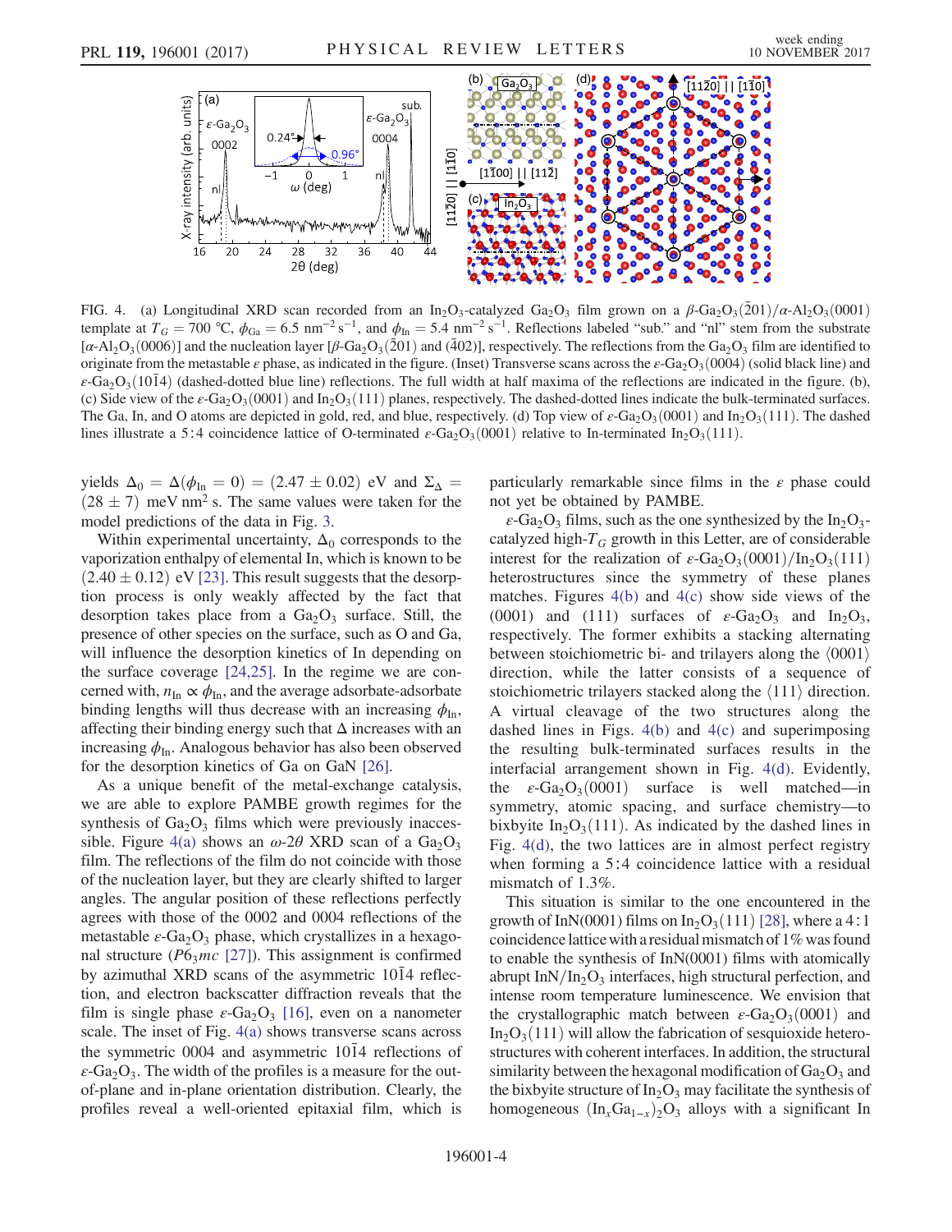FIG. 4. (a) Longitudinal XRD scan recorded from an $In_2O_3$-catalyzed $Ga_2O_3$ film grown on a $\beta$-$Ga_2O_3(\bar{2}01)/\alpha$-$Al_2O_3(0001)$ template at $T_G = 700$ °C, $\phi_{Ga} = 6.5$ nm$^{-2}$ s$^{-1}$, and $\phi_{In} = 5.4$ nm$^{-2}$ s$^{-1}$. Reflections labeled "sub." and "nl" stem from the substrate [$\alpha$-$Al_2O_3(0006)$] and the nucleation layer [$\beta$-$Ga_2O_3(\bar{2}01)$ and $(\bar{4}02)$], respectively. The reflections from the $Ga_2O_3$ film are identified to originate from the metastable $\varepsilon$ phase, as indicated in the figure. (Inset) Transverse scans across the $\varepsilon$-$Ga_2O_3(0004)$ (solid black line) and $\varepsilon$-$Ga_2O_3(10\bar{1}4)$ (dashed-dotted blue line) reflections. The full width at half maxima of the reflections are indicated in the figure. (b), (c) Side view of the $\varepsilon$-$Ga_2O_3(0001)$ and $In_2O_3(111)$ planes, respectively. The dashed-dotted lines indicate the bulk-terminated surfaces. The Ga, In, and O atoms are depicted in gold, red, and blue, respectively. (d) Top view of $\varepsilon$-$Ga_2O_3(0001)$ and $In_2O_3(111)$. The dashed lines illustrate a 5:4 coincidence lattice of O-terminated $\varepsilon$-$Ga_2O_3(0001)$ relative to In-terminated $In_2O_3(111)$.

yields $\Delta_0 = \Delta(\phi_{In} = 0) = (2.47 \pm 0.02)$ eV and $\Sigma_\Delta = (28 \pm 7)$ meV nm$^2$ s. The same values were taken for the model predictions of the data in Fig. 3.

Within experimental uncertainty, $\Delta_0$ corresponds to the vaporization enthalpy of elemental In, which is known to be $(2.40 \pm 0.12)$ eV [23]. This result suggests that the desorption process is only weakly affected by the fact that desorption takes place from a $Ga_2O_3$ surface. Still, the presence of other species on the surface, such as O and Ga, will influence the desorption kinetics of In depending on the surface coverage [24,25]. In the regime we are concerned with, $n_{In} \propto \phi_{In}$, and the average adsorbate-adsorbate binding lengths will thus decrease with an increasing $\phi_{In}$, affecting their binding energy such that $\Delta$ increases with an increasing $\phi_{In}$. Analogous behavior has also been observed for the desorption kinetics of Ga on GaN [26].

As a unique benefit of the metal-exchange catalysis, we are able to explore PAMBE growth regimes for the synthesis of $Ga_2O_3$ films which were previously inaccessible. Figure 4(a) shows an $\omega$-$2\theta$ XRD scan of a $Ga_2O_3$ film. The reflections of the film do not coincide with those of the nucleation layer, but they are clearly shifted to larger angles. The angular position of these reflections perfectly agrees with those of the 0002 and 0004 reflections of the metastable $\varepsilon$-$Ga_2O_3$ phase, which crystallizes in a hexagonal structure ($P6_3mc$ [27]). This assignment is confirmed by azimuthal XRD scans of the asymmetric $10\bar{1}4$ reflection, and electron backscatter diffraction reveals that the film is single phase $\varepsilon$-$Ga_2O_3$ [16], even on a nanometer scale. The inset of Fig. 4(a) shows transverse scans across the symmetric 0004 and asymmetric $10\bar{1}4$ reflections of $\varepsilon$-$Ga_2O_3$. The width of the profiles is a measure for the out-of-plane and in-plane orientation distribution. Clearly, the profiles reveal a well-oriented epitaxial film, which is particularly remarkable since films in the $\varepsilon$ phase could not yet be obtained by PAMBE.

$\varepsilon$-$Ga_2O_3$ films, such as the one synthesized by the $In_2O_3$-catalyzed high-$T_G$ growth in this Letter, are of considerable interest for the realization of $\varepsilon$-$Ga_2O_3(0001)/In_2O_3(111)$ heterostructures since the symmetry of these planes matches. Figures 4(b) and 4(c) show side views of the (0001) and (111) surfaces of $\varepsilon$-$Ga_2O_3$ and $In_2O_3$, respectively. The former exhibits a stacking alternating between stoichiometric bi- and trilayers along the $\langle 0001 \rangle$ direction, while the latter consists of a sequence of stoichiometric trilayers stacked along the $\langle 111 \rangle$ direction. A virtual cleavage of the two structures along the dashed lines in Figs. 4(b) and 4(c) and superimposing the resulting bulk-terminated surfaces results in the interfacial arrangement shown in Fig. 4(d). Evidently, the $\varepsilon$-$Ga_2O_3(0001)$ surface is well matched—in symmetry, atomic spacing, and surface chemistry—to bixbyite $In_2O_3(111)$. As indicated by the dashed lines in Fig. 4(d), the two lattices are in almost perfect registry when forming a 5:4 coincidence lattice with a residual mismatch of 1.3%.

This situation is similar to the one encountered in the growth of InN(0001) films on $In_2O_3(111)$ [28], where a 4:1 coincidence lattice with a residual mismatch of 1% was found to enable the synthesis of InN(0001) films with atomically abrupt $InN/In_2O_3$ interfaces, high structural perfection, and intense room temperature luminescence. We envision that the crystallographic match between $\varepsilon$-$Ga_2O_3(0001)$ and $In_2O_3(111)$ will allow the fabrication of sesquioxide heterostructures with coherent interfaces. In addition, the structural similarity between the hexagonal modification of $Ga_2O_3$ and the bixbyite structure of $In_2O_3$ may facilitate the synthesis of homogeneous $(In_xGa_{1-x})_2O_3$ alloys with a significant In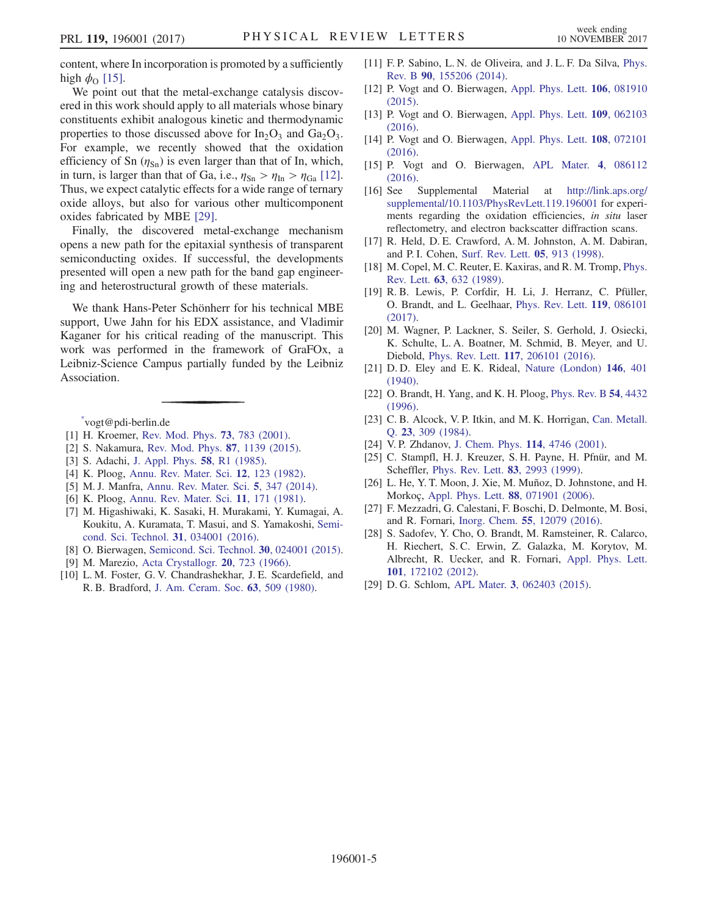content, where In incorporation is promoted by a sufficiently high $\phi_O$ [15].

We point out that the metal-exchange catalysis discovered in this work should apply to all materials whose binary constituents exhibit analogous kinetic and thermodynamic properties to those discussed above for $In_2O_3$ and $Ga_2O_3$. For example, we recently showed that the oxidation efficiency of Sn ($\eta_{Sn}$) is even larger than that of In, which, in turn, is larger than that of Ga, i.e., $\eta_{Sn} > \eta_{In} > \eta_{Ga}$ [12]. Thus, we expect catalytic effects for a wide range of ternary oxide alloys, but also for various other multicomponent oxides fabricated by MBE [29].

Finally, the discovered metal-exchange mechanism opens a new path for the epitaxial synthesis of transparent semiconducting oxides. If successful, the developments presented will open a new path for the band gap engineering and heterostructural growth of these materials.

We thank Hans-Peter Schönherr for his technical MBE support, Uwe Jahn for his EDX assistance, and Vladimir Kaganer for his critical reading of the manuscript. This work was performed in the framework of GraFOx, a Leibniz-Science Campus partially funded by the Leibniz Association.

---

*vogt@pdi-berlin.de

[1] H. Kroemer, Rev. Mod. Phys. **73**, 783 (2001).

[2] S. Nakamura, Rev. Mod. Phys. **87**, 1139 (2015).

[3] S. Adachi, J. Appl. Phys. **58**, R1 (1985).

[4] K. Ploog, Annu. Rev. Mater. Sci. **12**, 123 (1982).

[5] M. J. Manfra, Annu. Rev. Mater. Sci. **5**, 347 (2014).

[6] K. Ploog, Annu. Rev. Mater. Sci. **11**, 171 (1981).

[7] M. Higashiwaki, K. Sasaki, H. Murakami, Y. Kumagai, A. Koukitu, A. Kuramata, T. Masui, and S. Yamakoshi, Semicond. Sci. Technol. **31**, 034001 (2016).

[8] O. Bierwagen, Semicond. Sci. Technol. **30**, 024001 (2015).

[9] M. Marezio, Acta Crystallogr. **20**, 723 (1966).

[10] L. M. Foster, G. V. Chandrashekhar, J. E. Scardefield, and R. B. Bradford, J. Am. Ceram. Soc. **63**, 509 (1980).

[11] F. P. Sabino, L. N. de Oliveira, and J. L. F. Da Silva, Phys. Rev. B **90**, 155206 (2014).

[12] P. Vogt and O. Bierwagen, Appl. Phys. Lett. **106**, 081910 (2015).

[13] P. Vogt and O. Bierwagen, Appl. Phys. Lett. **109**, 062103 (2016).

[14] P. Vogt and O. Bierwagen, Appl. Phys. Lett. **108**, 072101 (2016).

[15] P. Vogt and O. Bierwagen, APL Mater. **4**, 086112 (2016).

[16] See Supplemental Material at http://link.aps.org/supplemental/10.1103/PhysRevLett.119.196001 for experiments regarding the oxidation efficiencies, *in situ* laser reflectometry, and electron backscatter diffraction scans.

[17] R. Held, D. E. Crawford, A. M. Johnston, A. M. Dabiran, and P. I. Cohen, Surf. Rev. Lett. **05**, 913 (1998).

[18] M. Copel, M. C. Reuter, E. Kaxiras, and R. M. Tromp, Phys. Rev. Lett. **63**, 632 (1989).

[19] R. B. Lewis, P. Corfdir, H. Li, J. Herranz, C. Pfüller, O. Brandt, and L. Geelhaar, Phys. Rev. Lett. **119**, 086101 (2017).

[20] M. Wagner, P. Lackner, S. Seiler, S. Gerhold, J. Osiecki, K. Schulte, L. A. Boatner, M. Schmid, B. Meyer, and U. Diebold, Phys. Rev. Lett. **117**, 206101 (2016).

[21] D. D. Eley and E. K. Rideal, Nature (London) **146**, 401 (1940).

[22] O. Brandt, H. Yang, and K. H. Ploog, Phys. Rev. B **54**, 4432 (1996).

[23] C. B. Alcock, V. P. Itkin, and M. K. Horrigan, Can. Metall. Q. **23**, 309 (1984).

[24] V. P. Zhdanov, J. Chem. Phys. **114**, 4746 (2001).

[25] C. Stampfl, H. J. Kreuzer, S. H. Payne, H. Pfnür, and M. Scheffler, Phys. Rev. Lett. **83**, 2993 (1999).

[26] L. He, Y. T. Moon, J. Xie, M. Muñoz, D. Johnstone, and H. Morkoç, Appl. Phys. Lett. **88**, 071901 (2006).

[27] F. Mezzadri, G. Calestani, F. Boschi, D. Delmonte, M. Bosi, and R. Fornari, Inorg. Chem. **55**, 12079 (2016).

[28] S. Sadofev, Y. Cho, O. Brandt, M. Ramsteiner, R. Calarco, H. Riechert, S. C. Erwin, Z. Galazka, M. Korytov, M. Albrecht, R. Uecker, and R. Fornari, Appl. Phys. Lett. **101**, 172102 (2012).

[29] D. G. Schlom, APL Mater. **3**, 062403 (2015).